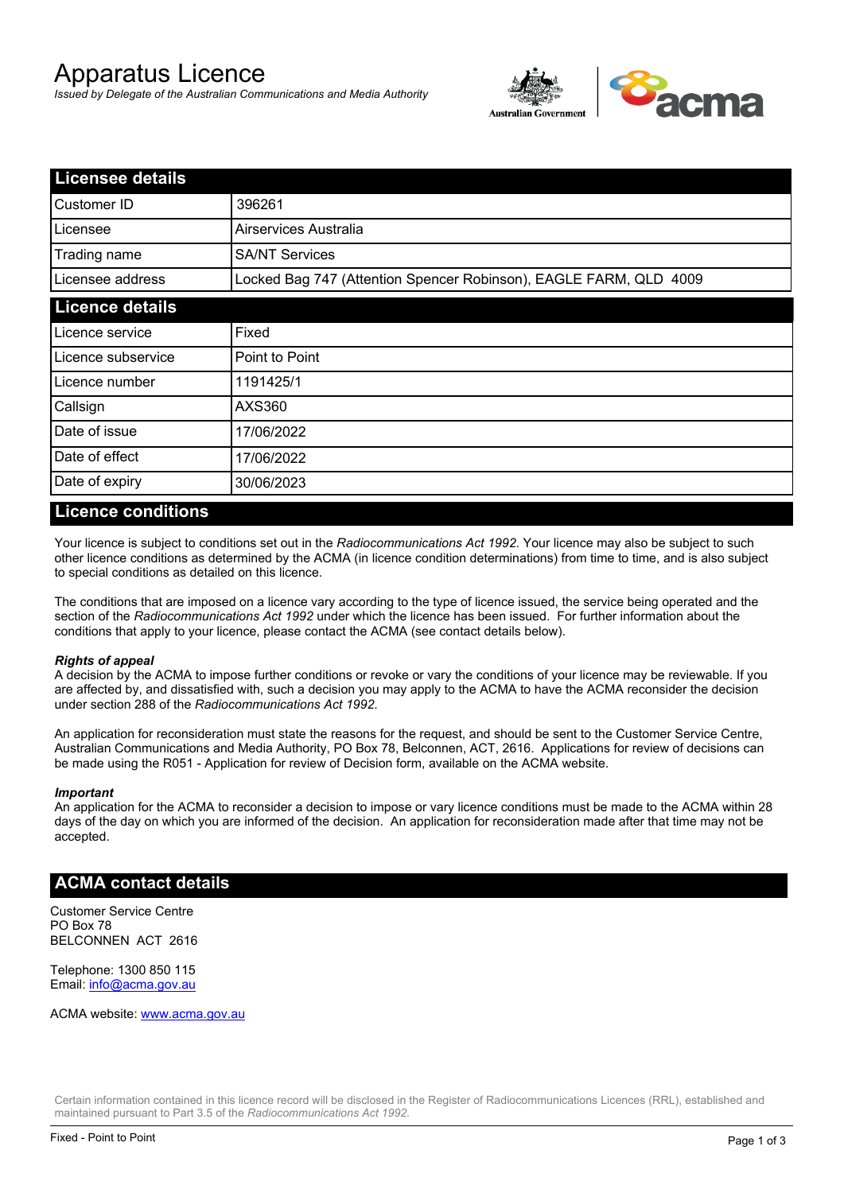# Apparatus Licence

*Issued by Delegate of the Australian Communications and Media Authority*

## Licensee details

| | |
|---|---|
| Customer ID | 396261 |
| Licensee | Airservices Australia |
| Trading name | SA/NT Services |
| Licensee address | Locked Bag 747 (Attention Spencer Robinson), EAGLE FARM, QLD 4009 |

## Licence details

| | |
|---|---|
| Licence service | Fixed |
| Licence subservice | Point to Point |
| Licence number | 1191425/1 |
| Callsign | AXS360 |
| Date of issue | 17/06/2022 |
| Date of effect | 17/06/2022 |
| Date of expiry | 30/06/2023 |

## Licence conditions

Your licence is subject to conditions set out in the *Radiocommunications Act 1992*. Your licence may also be subject to such other licence conditions as determined by the ACMA (in licence condition determinations) from time to time, and is also subject to special conditions as detailed on this licence.

The conditions that are imposed on a licence vary according to the type of licence issued, the service being operated and the section of the *Radiocommunications Act 1992* under which the licence has been issued. For further information about the conditions that apply to your licence, please contact the ACMA (see contact details below).

***Rights of appeal***

A decision by the ACMA to impose further conditions or revoke or vary the conditions of your licence may be reviewable. If you are affected by, and dissatisfied with, such a decision you may apply to the ACMA to have the ACMA reconsider the decision under section 288 of the *Radiocommunications Act 1992*.

An application for reconsideration must state the reasons for the request, and should be sent to the Customer Service Centre, Australian Communications and Media Authority, PO Box 78, Belconnen, ACT, 2616. Applications for review of decisions can be made using the R051 - Application for review of Decision form, available on the ACMA website.

***Important***

An application for the ACMA to reconsider a decision to impose or vary licence conditions must be made to the ACMA within 28 days of the day on which you are informed of the decision. An application for reconsideration made after that time may not be accepted.

## ACMA contact details

Customer Service Centre
PO Box 78
BELCONNEN ACT 2616

Telephone: 1300 850 115
Email: info@acma.gov.au

ACMA website: www.acma.gov.au

Certain information contained in this licence record will be disclosed in the Register of Radiocommunications Licences (RRL), established and maintained pursuant to Part 3.5 of the *Radiocommunications Act 1992.*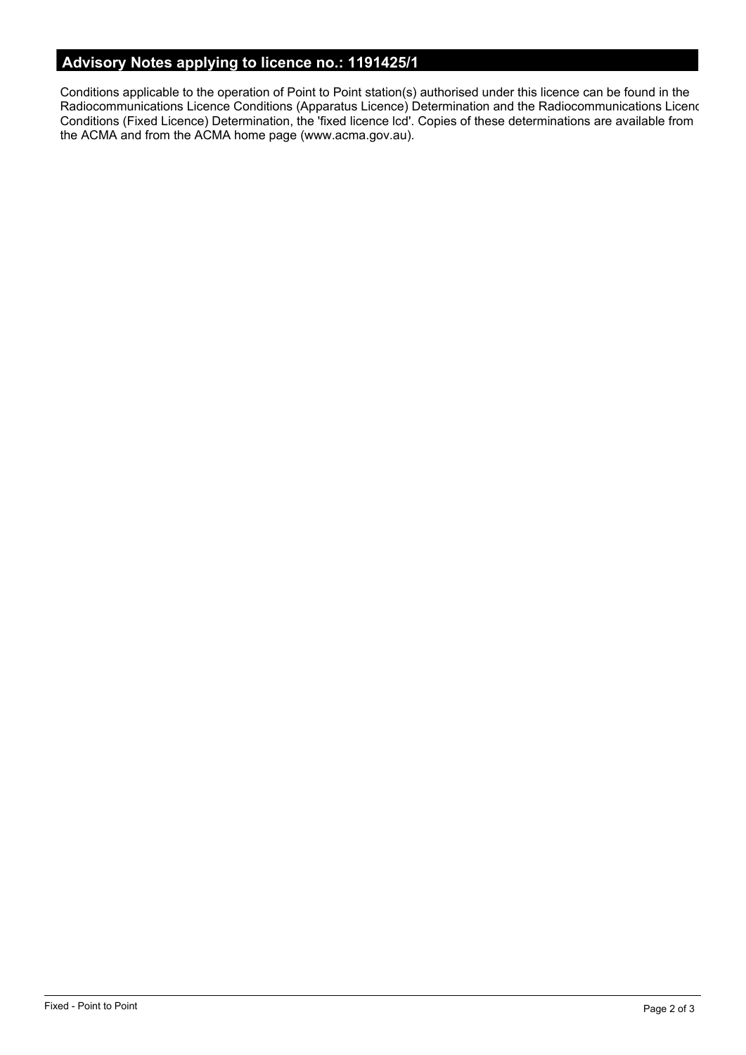## Advisory Notes applying to licence no.: 1191425/1

Conditions applicable to the operation of Point to Point station(s) authorised under this licence can be found in the Radiocommunications Licence Conditions (Apparatus Licence) Determination and the Radiocommunications Licence Conditions (Fixed Licence) Determination, the 'fixed licence lcd'. Copies of these determinations are available from the ACMA and from the ACMA home page (www.acma.gov.au).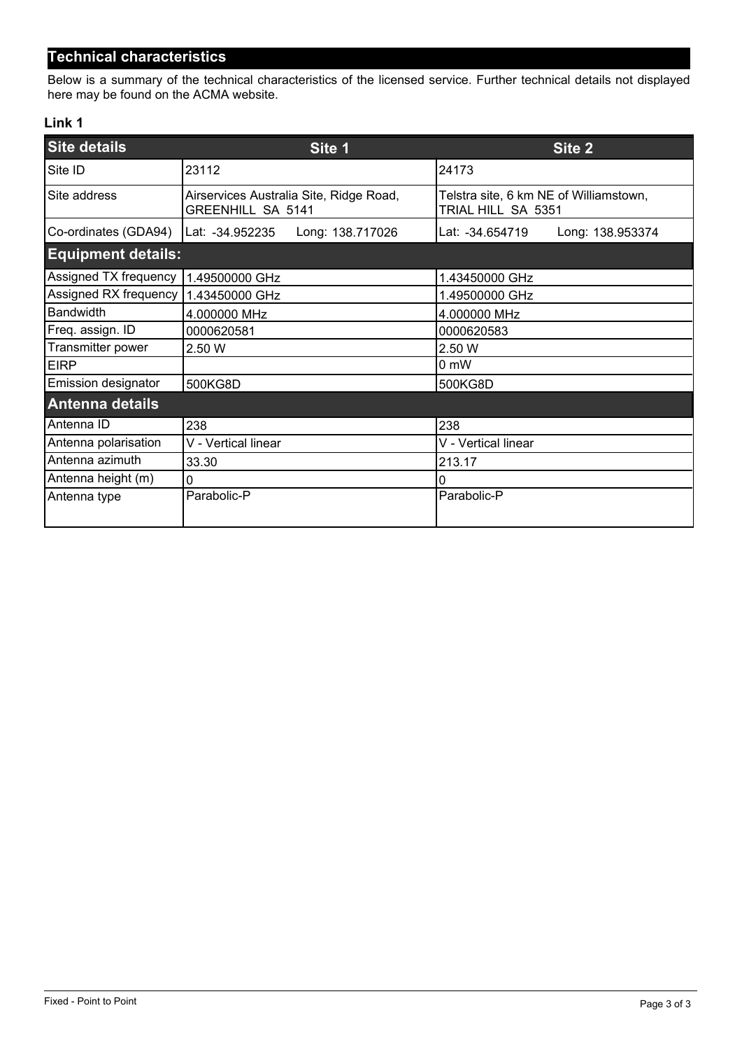## Technical characteristics

Below is a summary of the technical characteristics of the licensed service. Further technical details not displayed here may be found on the ACMA website.

**Link 1**

| Site details | Site 1 | Site 2 |
|---|---|---|
| Site ID | 23112 | 24173 |
| Site address | Airservices Australia Site, Ridge Road, GREENHILL SA 5141 | Telstra site, 6 km NE of Williamstown, TRIAL HILL SA 5351 |
| Co-ordinates (GDA94) | Lat: -34.952235 Long: 138.717026 | Lat: -34.654719 Long: 138.953374 |
| **Equipment details:** | | |
| Assigned TX frequency | 1.49500000 GHz | 1.43450000 GHz |
| Assigned RX frequency | 1.43450000 GHz | 1.49500000 GHz |
| Bandwidth | 4.000000 MHz | 4.000000 MHz |
| Freq. assign. ID | 0000620581 | 0000620583 |
| Transmitter power | 2.50 W | 2.50 W |
| EIRP | | 0 mW |
| Emission designator | 500KG8D | 500KG8D |
| **Antenna details** | | |
| Antenna ID | 238 | 238 |
| Antenna polarisation | V - Vertical linear | V - Vertical linear |
| Antenna azimuth | 33.30 | 213.17 |
| Antenna height (m) | 0 | 0 |
| Antenna type | Parabolic-P | Parabolic-P |

Fixed - Point to Point